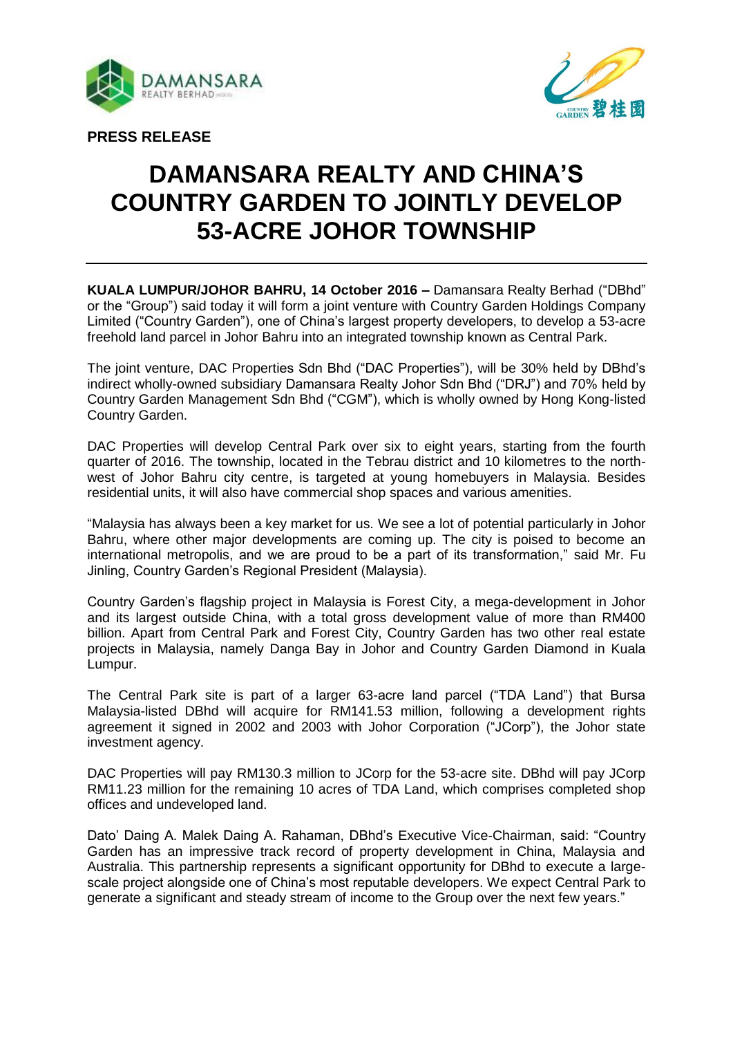**PRESS RELEASE**

# DAMANSARA REALTY AND CHINA'S COUNTRY GARDEN TO JOINTLY DEVELOP 53-ACRE JOHOR TOWNSHIP

**KUALA LUMPUR/JOHOR BAHRU, 14 October 2016 –** Damansara Realty Berhad ("DBhd" or the "Group") said today it will form a joint venture with Country Garden Holdings Company Limited ("Country Garden"), one of China's largest property developers, to develop a 53-acre freehold land parcel in Johor Bahru into an integrated township known as Central Park.

The joint venture, DAC Properties Sdn Bhd ("DAC Properties"), will be 30% held by DBhd's indirect wholly-owned subsidiary Damansara Realty Johor Sdn Bhd ("DRJ") and 70% held by Country Garden Management Sdn Bhd ("CGM"), which is wholly owned by Hong Kong-listed Country Garden.

DAC Properties will develop Central Park over six to eight years, starting from the fourth quarter of 2016. The township, located in the Tebrau district and 10 kilometres to the north-west of Johor Bahru city centre, is targeted at young homebuyers in Malaysia. Besides residential units, it will also have commercial shop spaces and various amenities.

"Malaysia has always been a key market for us. We see a lot of potential particularly in Johor Bahru, where other major developments are coming up. The city is poised to become an international metropolis, and we are proud to be a part of its transformation," said Mr. Fu Jinling, Country Garden's Regional President (Malaysia).

Country Garden's flagship project in Malaysia is Forest City, a mega-development in Johor and its largest outside China, with a total gross development value of more than RM400 billion. Apart from Central Park and Forest City, Country Garden has two other real estate projects in Malaysia, namely Danga Bay in Johor and Country Garden Diamond in Kuala Lumpur.

The Central Park site is part of a larger 63-acre land parcel ("TDA Land") that Bursa Malaysia-listed DBhd will acquire for RM141.53 million, following a development rights agreement it signed in 2002 and 2003 with Johor Corporation ("JCorp"), the Johor state investment agency.

DAC Properties will pay RM130.3 million to JCorp for the 53-acre site. DBhd will pay JCorp RM11.23 million for the remaining 10 acres of TDA Land, which comprises completed shop offices and undeveloped land.

Dato' Daing A. Malek Daing A. Rahaman, DBhd's Executive Vice-Chairman, said: "Country Garden has an impressive track record of property development in China, Malaysia and Australia. This partnership represents a significant opportunity for DBhd to execute a large-scale project alongside one of China's most reputable developers. We expect Central Park to generate a significant and steady stream of income to the Group over the next few years."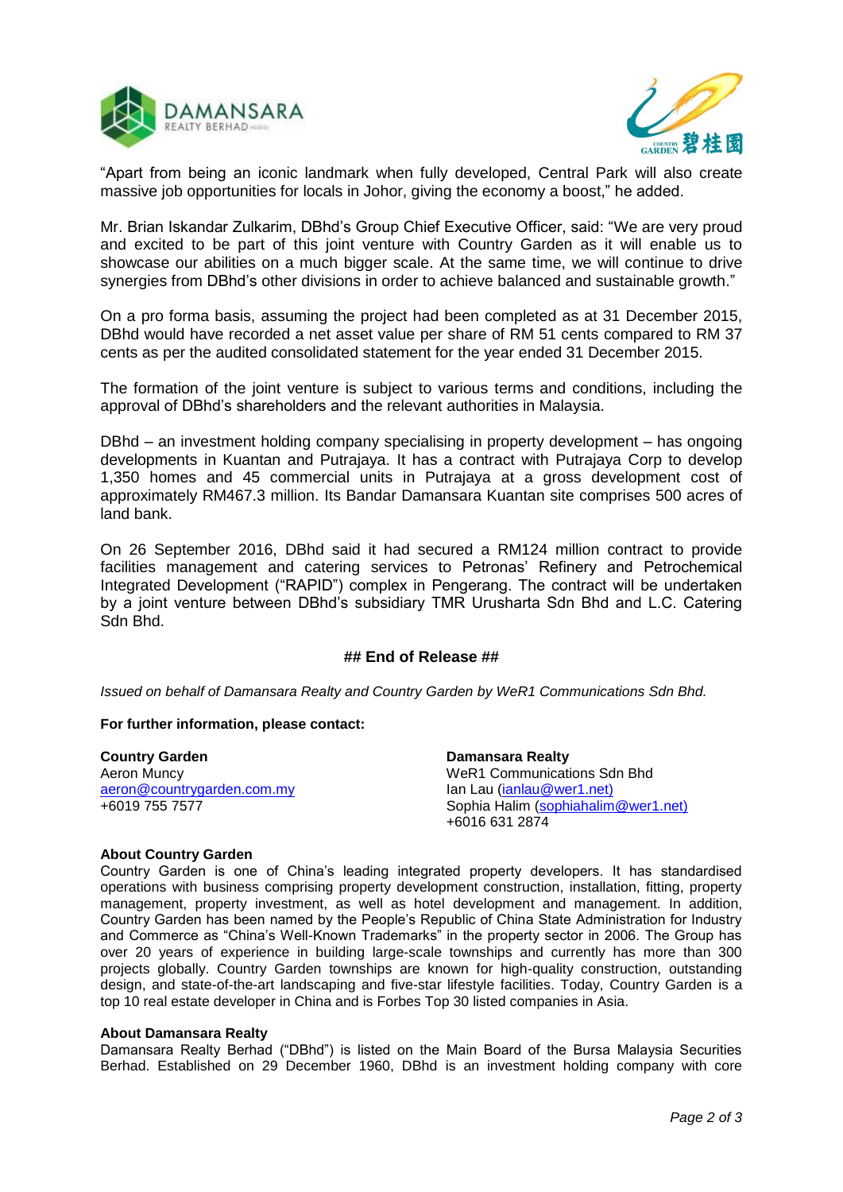"Apart from being an iconic landmark when fully developed, Central Park will also create massive job opportunities for locals in Johor, giving the economy a boost," he added.

Mr. Brian Iskandar Zulkarim, DBhd's Group Chief Executive Officer, said: "We are very proud and excited to be part of this joint venture with Country Garden as it will enable us to showcase our abilities on a much bigger scale. At the same time, we will continue to drive synergies from DBhd's other divisions in order to achieve balanced and sustainable growth."

On a pro forma basis, assuming the project had been completed as at 31 December 2015, DBhd would have recorded a net asset value per share of RM 51 cents compared to RM 37 cents as per the audited consolidated statement for the year ended 31 December 2015.

The formation of the joint venture is subject to various terms and conditions, including the approval of DBhd's shareholders and the relevant authorities in Malaysia.

DBhd – an investment holding company specialising in property development – has ongoing developments in Kuantan and Putrajaya. It has a contract with Putrajaya Corp to develop 1,350 homes and 45 commercial units in Putrajaya at a gross development cost of approximately RM467.3 million. Its Bandar Damansara Kuantan site comprises 500 acres of land bank.

On 26 September 2016, DBhd said it had secured a RM124 million contract to provide facilities management and catering services to Petronas' Refinery and Petrochemical Integrated Development ("RAPID") complex in Pengerang. The contract will be undertaken by a joint venture between DBhd's subsidiary TMR Urusharta Sdn Bhd and L.C. Catering Sdn Bhd.

**## End of Release ##**

*Issued on behalf of Damansara Realty and Country Garden by WeR1 Communications Sdn Bhd.*

**For further information, please contact:**

**Country Garden**
Aeron Muncy
aeron@countrygarden.com.my
+6019 755 7577

**Damansara Realty**
WeR1 Communications Sdn Bhd
Ian Lau (ianlau@wer1.net)
Sophia Halim (sophiahalim@wer1.net)
+6016 631 2874

**About Country Garden**

Country Garden is one of China's leading integrated property developers. It has standardised operations with business comprising property development construction, installation, fitting, property management, property investment, as well as hotel development and management. In addition, Country Garden has been named by the People's Republic of China State Administration for Industry and Commerce as "China's Well-Known Trademarks" in the property sector in 2006. The Group has over 20 years of experience in building large-scale townships and currently has more than 300 projects globally. Country Garden townships are known for high-quality construction, outstanding design, and state-of-the-art landscaping and five-star lifestyle facilities. Today, Country Garden is a top 10 real estate developer in China and is Forbes Top 30 listed companies in Asia.

**About Damansara Realty**

Damansara Realty Berhad ("DBhd") is listed on the Main Board of the Bursa Malaysia Securities Berhad. Established on 29 December 1960, DBhd is an investment holding company with core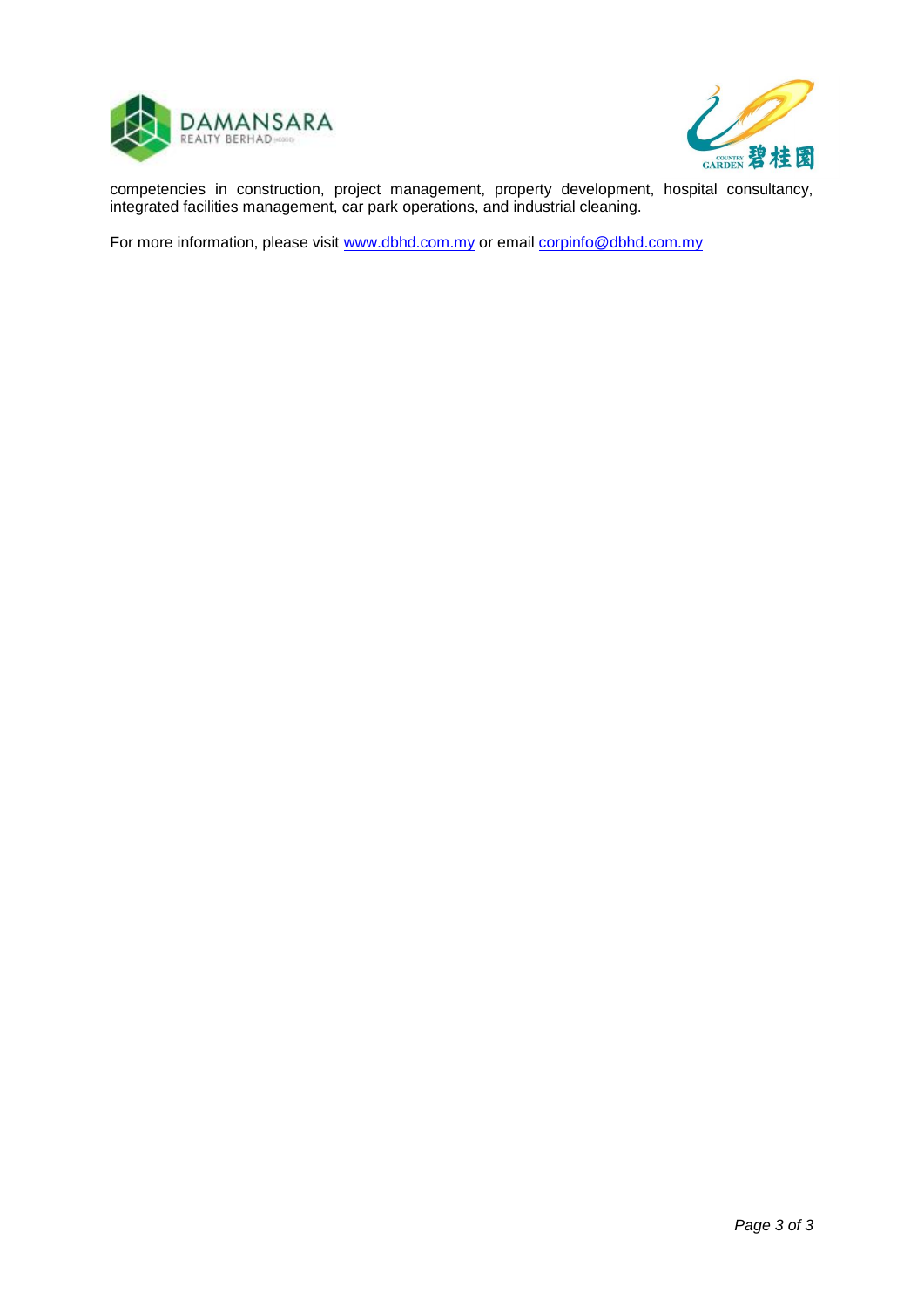competencies in construction, project management, property development, hospital consultancy, integrated facilities management, car park operations, and industrial cleaning.

For more information, please visit www.dbhd.com.my or email corpinfo@dbhd.com.my